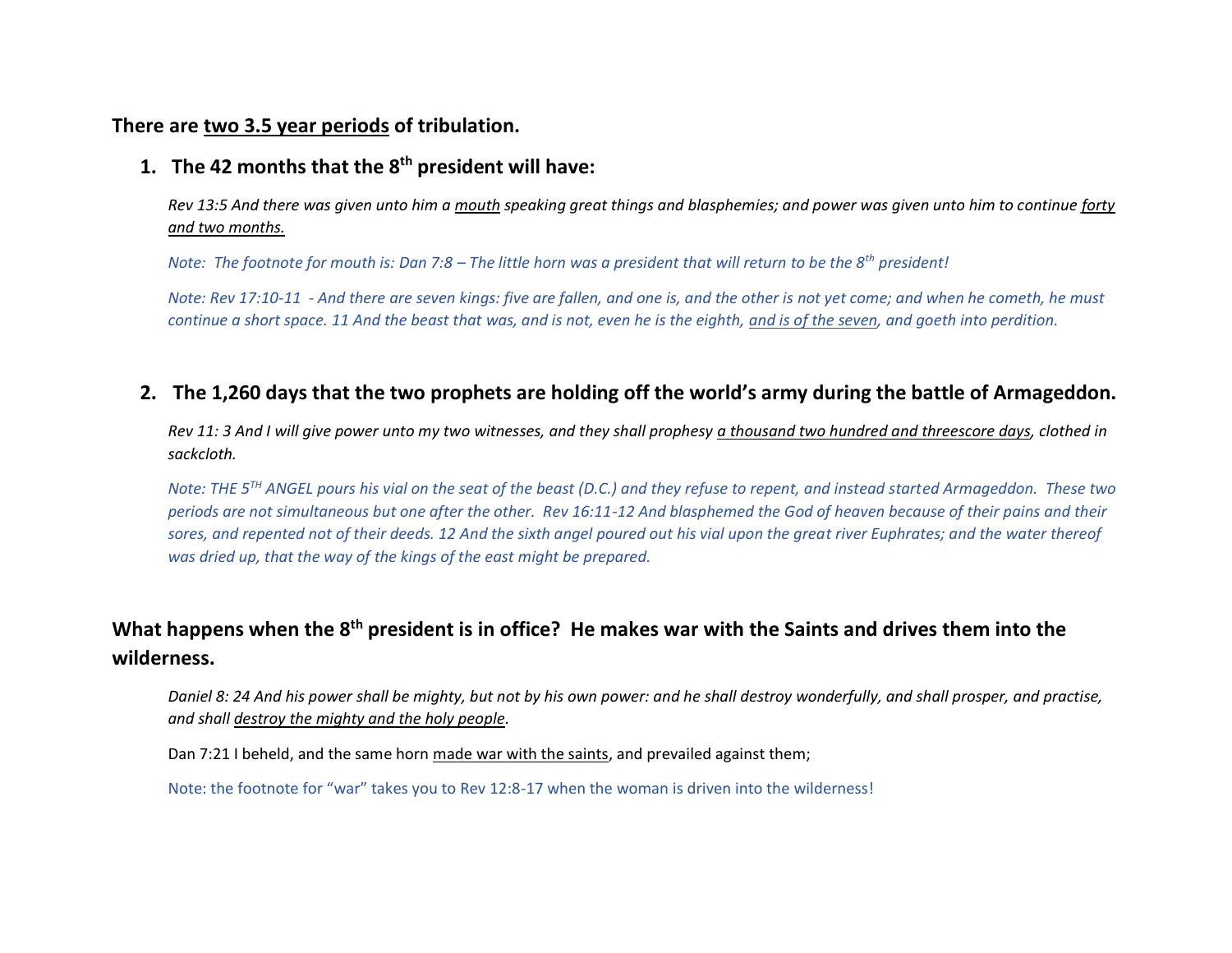**There are <u>two 3.5 year periods</u> of tribulation.**

## 1. The 42 months that the 8th president will have:

*Rev 13:5 And there was given unto him a <u>mouth</u> speaking great things and blasphemies; and power was given unto him to continue <u>forty and two months.</u>*

*Note: The footnote for mouth is: Dan 7:8 – The little horn was a president that will return to be the 8th president!*

*Note: Rev 17:10-11 - And there are seven kings: five are fallen, and one is, and the other is not yet come; and when he cometh, he must continue a short space. 11 And the beast that was, and is not, even he is the eighth, <u>and is of the seven</u>, and goeth into perdition.*

## 2. The 1,260 days that the two prophets are holding off the world's army during the battle of Armageddon.

*Rev 11: 3 And I will give power unto my two witnesses, and they shall prophesy <u>a thousand two hundred and threescore days</u>, clothed in sackcloth.*

*Note: THE 5TH ANGEL pours his vial on the seat of the beast (D.C.) and they refuse to repent, and instead started Armageddon. These two periods are not simultaneous but one after the other. Rev 16:11-12 And blasphemed the God of heaven because of their pains and their sores, and repented not of their deeds. 12 And the sixth angel poured out his vial upon the great river Euphrates; and the water thereof was dried up, that the way of the kings of the east might be prepared.*

**What happens when the 8th president is in office? He makes war with the Saints and drives them into the wilderness.**

*Daniel 8: 24 And his power shall be mighty, but not by his own power: and he shall destroy wonderfully, and shall prosper, and practise, and shall <u>destroy the mighty and the holy people</u>.*

Dan 7:21 I beheld, and the same horn <u>made war with the saints</u>, and prevailed against them;

Note: the footnote for "war" takes you to Rev 12:8-17 when the woman is driven into the wilderness!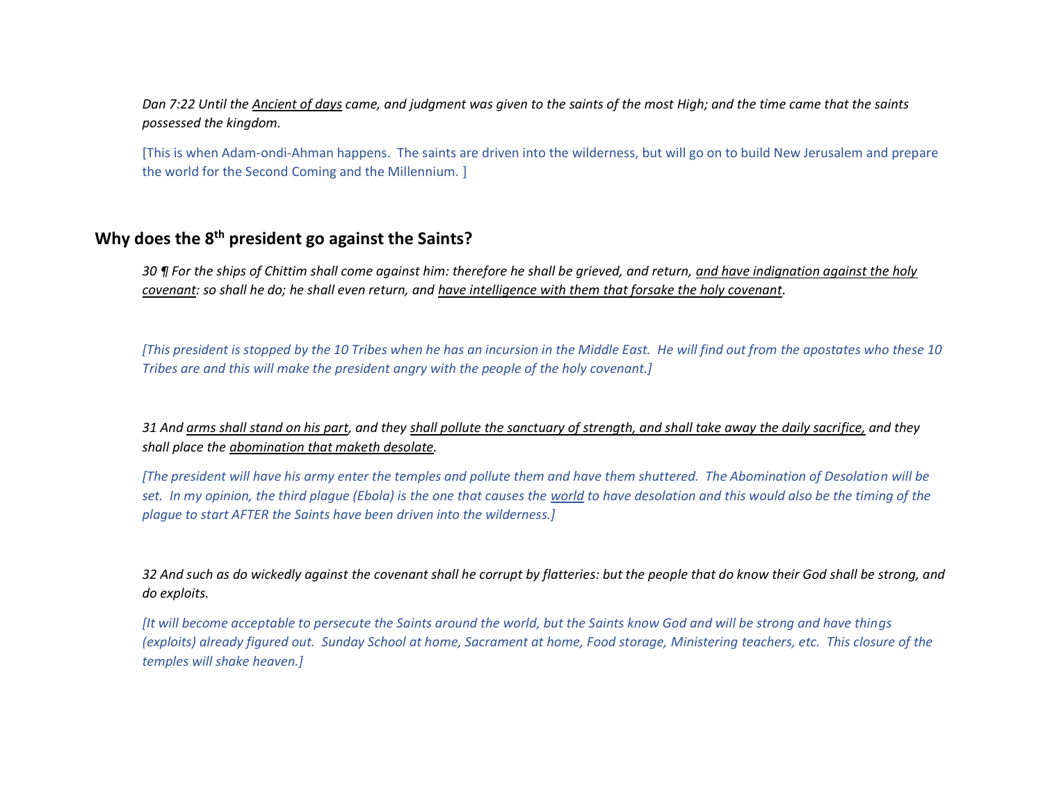*Dan 7:22 Until the <u>Ancient of days</u> came, and judgment was given to the saints of the most High; and the time came that the saints possessed the kingdom.*

[This is when Adam-ondi-Ahman happens. The saints are driven into the wilderness, but will go on to build New Jerusalem and prepare the world for the Second Coming and the Millennium. ]

## Why does the 8th president go against the Saints?

*30 ¶ For the ships of Chittim shall come against him: therefore he shall be grieved, and return, <u>and have indignation against the holy covenant</u>: so shall he do; he shall even return, and <u>have intelligence with them that forsake the holy covenant</u>.*

*[This president is stopped by the 10 Tribes when he has an incursion in the Middle East. He will find out from the apostates who these 10 Tribes are and this will make the president angry with the people of the holy covenant.]*

*31 And <u>arms shall stand on his part</u>, and they <u>shall pollute the sanctuary of strength, and shall take away the daily sacrifice,</u> and they shall place the <u>abomination that maketh desolate</u>.*

*[The president will have his army enter the temples and pollute them and have them shuttered. The Abomination of Desolation will be set. In my opinion, the third plague (Ebola) is the one that causes the <u>world</u> to have desolation and this would also be the timing of the plague to start AFTER the Saints have been driven into the wilderness.]*

*32 And such as do wickedly against the covenant shall he corrupt by flatteries: but the people that do know their God shall be strong, and do exploits.*

*[It will become acceptable to persecute the Saints around the world, but the Saints know God and will be strong and have things (exploits) already figured out. Sunday School at home, Sacrament at home, Food storage, Ministering teachers, etc. This closure of the temples will shake heaven.]*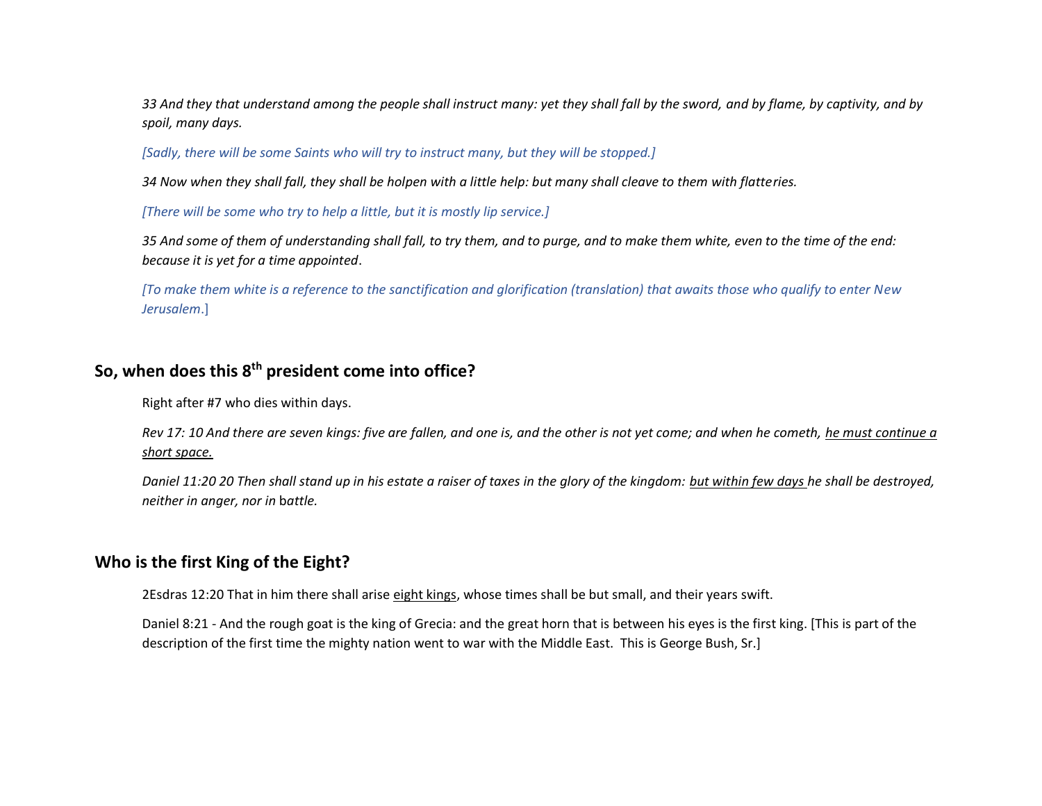*33 And they that understand among the people shall instruct many: yet they shall fall by the sword, and by flame, by captivity, and by spoil, many days.*

*[Sadly, there will be some Saints who will try to instruct many, but they will be stopped.]*

*34 Now when they shall fall, they shall be holpen with a little help: but many shall cleave to them with flatteries.*

*[There will be some who try to help a little, but it is mostly lip service.]*

*35 And some of them of understanding shall fall, to try them, and to purge, and to make them white, even to the time of the end: because it is yet for a time appointed*.

*[To make them white is a reference to the sanctification and glorification (translation) that awaits those who qualify to enter New Jerusalem*.]

## So, when does this 8th president come into office?

Right after #7 who dies within days.

*Rev 17: 10 And there are seven kings: five are fallen, and one is, and the other is not yet come; and when he cometh, <u>he must continue a short space.</u>*

*Daniel 11:20 20 Then shall stand up in his estate a raiser of taxes in the glory of the kingdom: <u>but within few days</u> he shall be destroyed, neither in anger, nor in battle.*

## Who is the first King of the Eight?

2Esdras 12:20 That in him there shall arise <u>eight kings</u>, whose times shall be but small, and their years swift.

Daniel 8:21 - And the rough goat is the king of Grecia: and the great horn that is between his eyes is the first king. [This is part of the description of the first time the mighty nation went to war with the Middle East. This is George Bush, Sr.]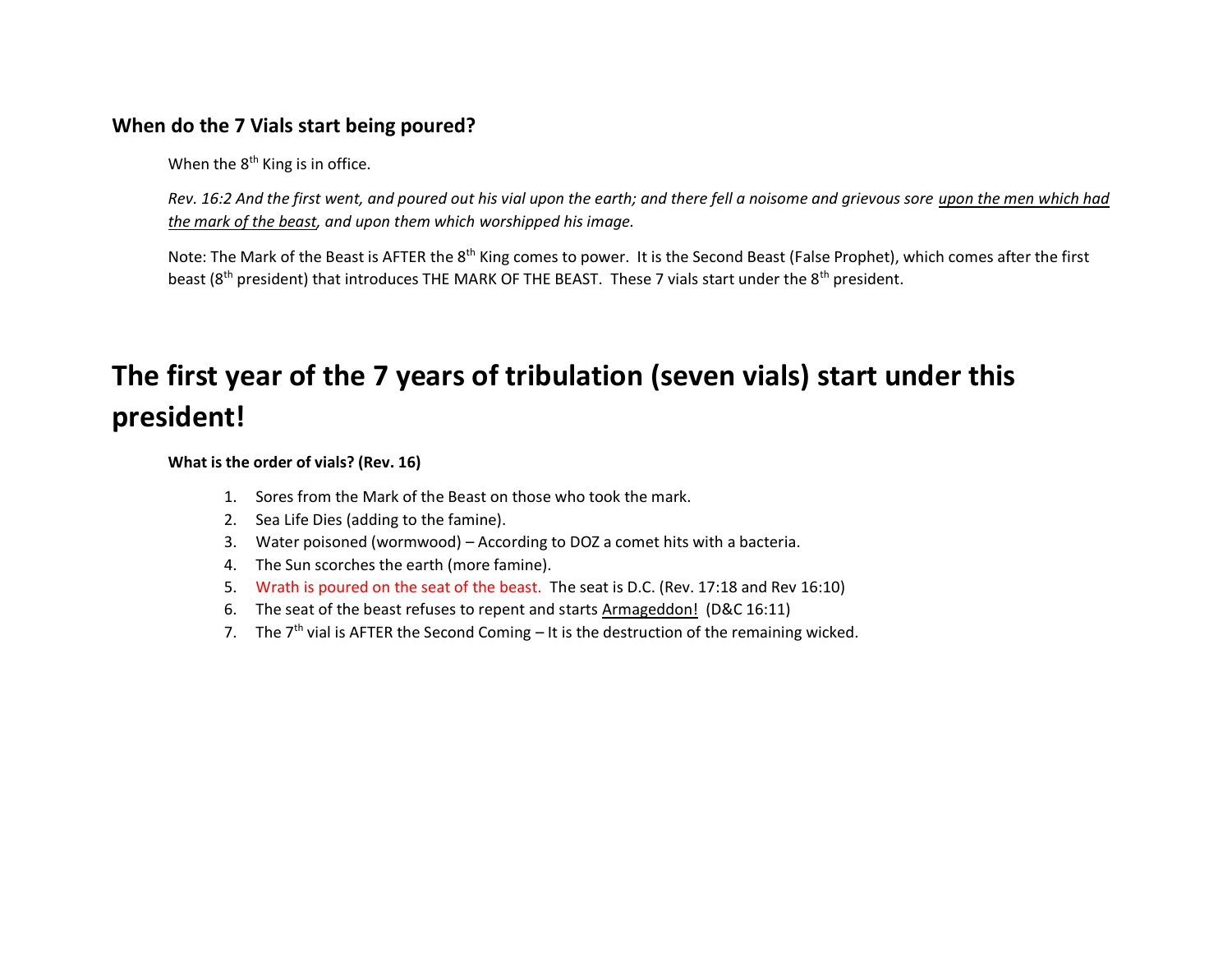### When do the 7 Vials start being poured?

When the 8th King is in office.

*Rev. 16:2 And the first went, and poured out his vial upon the earth; and there fell a noisome and grievous sore upon the men which had the mark of the beast, and upon them which worshipped his image.*

Note: The Mark of the Beast is AFTER the 8th King comes to power. It is the Second Beast (False Prophet), which comes after the first beast (8th president) that introduces THE MARK OF THE BEAST. These 7 vials start under the 8th president.

# The first year of the 7 years of tribulation (seven vials) start under this president!

**What is the order of vials? (Rev. 16)**

1. Sores from the Mark of the Beast on those who took the mark.
2. Sea Life Dies (adding to the famine).
3. Water poisoned (wormwood) – According to DOZ a comet hits with a bacteria.
4. The Sun scorches the earth (more famine).
5. Wrath is poured on the seat of the beast. The seat is D.C. (Rev. 17:18 and Rev 16:10)
6. The seat of the beast refuses to repent and starts Armageddon! (D&C 16:11)
7. The 7th vial is AFTER the Second Coming – It is the destruction of the remaining wicked.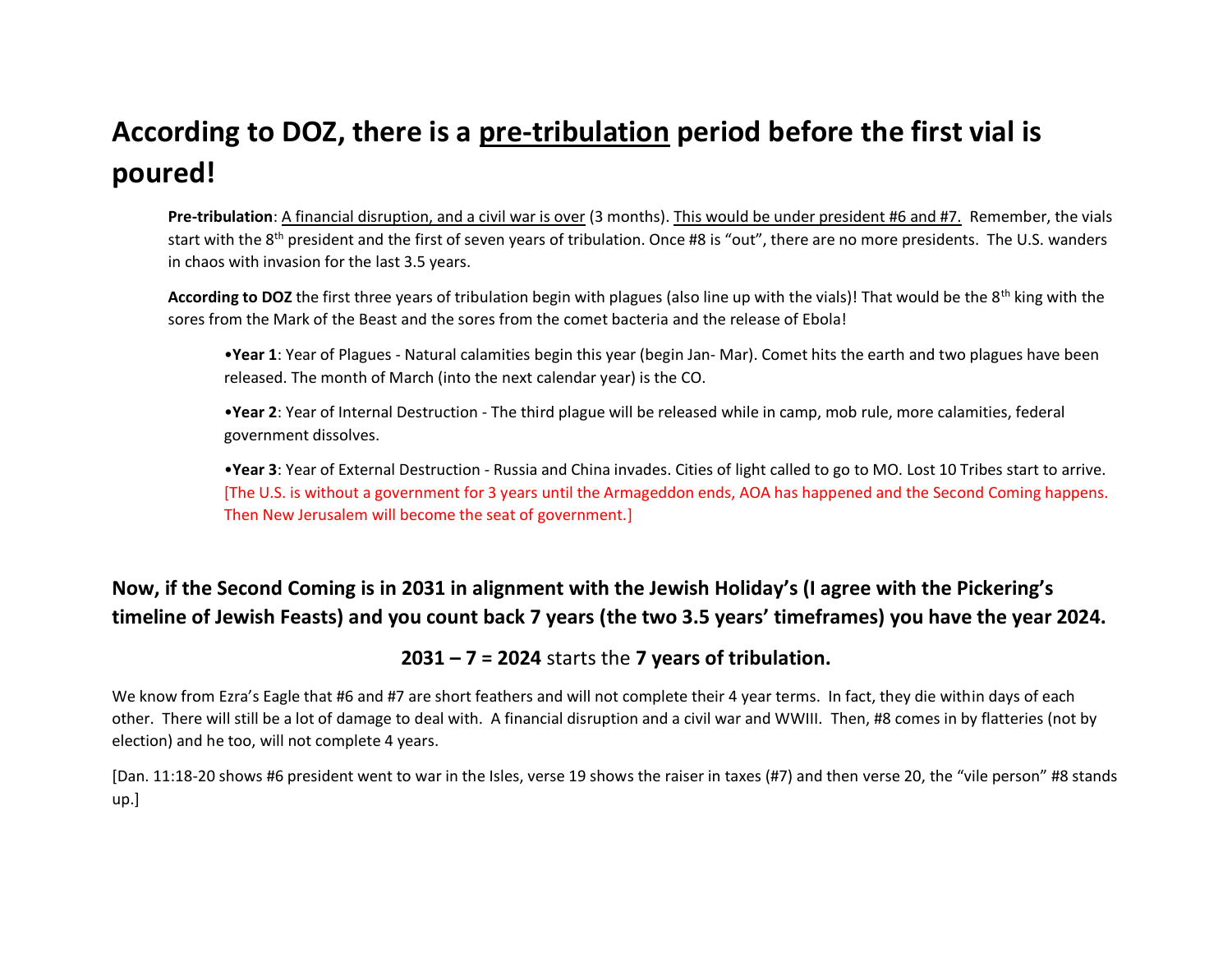## According to DOZ, there is a <u>pre-tribulation</u> period before the first vial is poured!

**Pre-tribulation**: <u>A financial disruption, and a civil war is over</u> (3 months). <u>This would be under president #6 and #7.</u> Remember, the vials start with the 8th president and the first of seven years of tribulation. Once #8 is "out", there are no more presidents. The U.S. wanders in chaos with invasion for the last 3.5 years.

**According to DOZ** the first three years of tribulation begin with plagues (also line up with the vials)! That would be the 8th king with the sores from the Mark of the Beast and the sores from the comet bacteria and the release of Ebola!

- **Year 1**: Year of Plagues - Natural calamities begin this year (begin Jan- Mar). Comet hits the earth and two plagues have been released. The month of March (into the next calendar year) is the CO.
- **Year 2**: Year of Internal Destruction - The third plague will be released while in camp, mob rule, more calamities, federal government dissolves.
- **Year 3**: Year of External Destruction - Russia and China invades. Cities of light called to go to MO. Lost 10 Tribes start to arrive. [The U.S. is without a government for 3 years until the Armageddon ends, AOA has happened and the Second Coming happens. Then New Jerusalem will become the seat of government.]

## Now, if the Second Coming is in 2031 in alignment with the Jewish Holiday's (I agree with the Pickering's timeline of Jewish Feasts) and you count back 7 years (the two 3.5 years' timeframes) you have the year 2024.

**2031 – 7 = 2024** starts the **7 years of tribulation.**

We know from Ezra's Eagle that #6 and #7 are short feathers and will not complete their 4 year terms. In fact, they die within days of each other. There will still be a lot of damage to deal with. A financial disruption and a civil war and WWIII. Then, #8 comes in by flatteries (not by election) and he too, will not complete 4 years.

[Dan. 11:18-20 shows #6 president went to war in the Isles, verse 19 shows the raiser in taxes (#7) and then verse 20, the "vile person" #8 stands up.]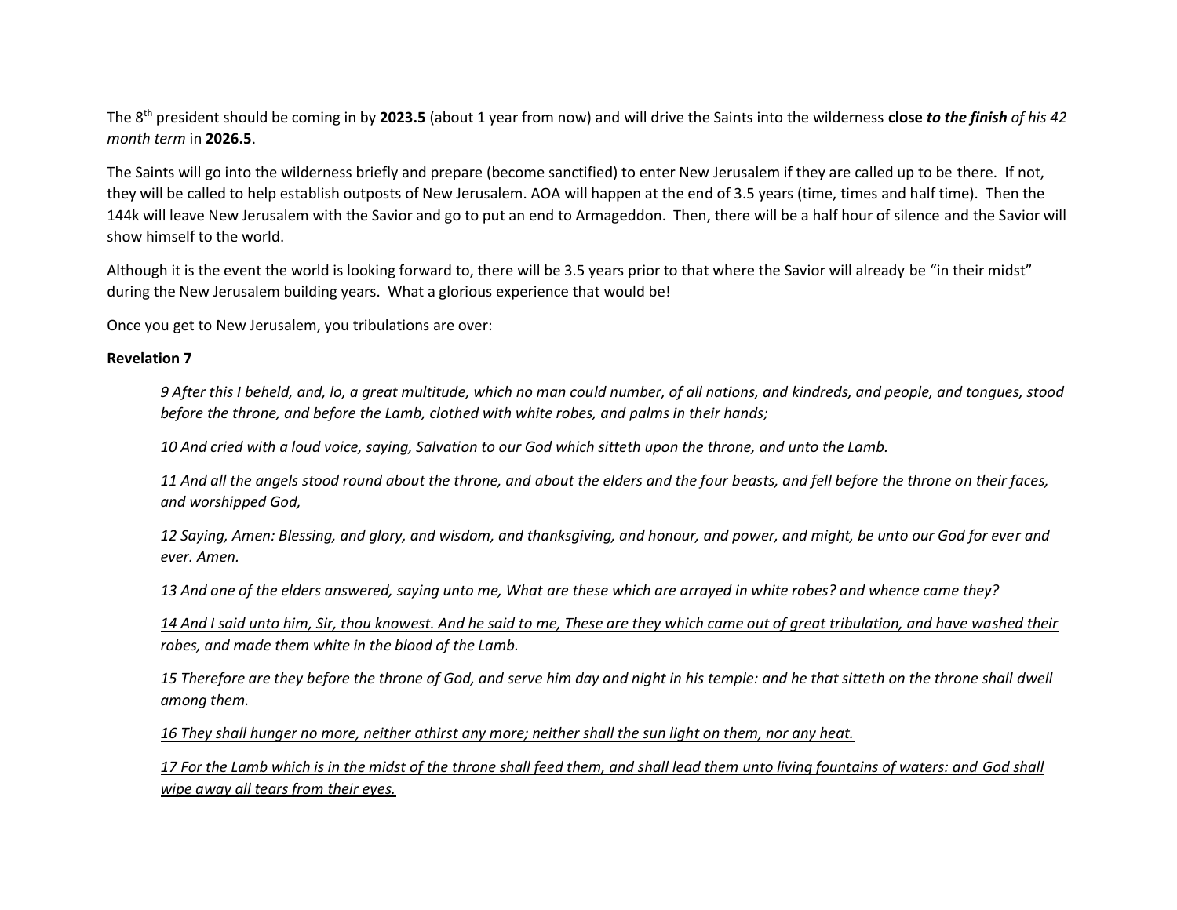The 8th president should be coming in by **2023.5** (about 1 year from now) and will drive the Saints into the wilderness **close** ***to the finish*** *of his 42 month term* in **2026.5**.

The Saints will go into the wilderness briefly and prepare (become sanctified) to enter New Jerusalem if they are called up to be there. If not, they will be called to help establish outposts of New Jerusalem. AOA will happen at the end of 3.5 years (time, times and half time). Then the 144k will leave New Jerusalem with the Savior and go to put an end to Armageddon. Then, there will be a half hour of silence and the Savior will show himself to the world.

Although it is the event the world is looking forward to, there will be 3.5 years prior to that where the Savior will already be "in their midst" during the New Jerusalem building years. What a glorious experience that would be!

Once you get to New Jerusalem, you tribulations are over:

**Revelation 7**

> *9 After this I beheld, and, lo, a great multitude, which no man could number, of all nations, and kindreds, and people, and tongues, stood before the throne, and before the Lamb, clothed with white robes, and palms in their hands;*
>
> *10 And cried with a loud voice, saying, Salvation to our God which sitteth upon the throne, and unto the Lamb.*
>
> *11 And all the angels stood round about the throne, and about the elders and the four beasts, and fell before the throne on their faces, and worshipped God,*
>
> *12 Saying, Amen: Blessing, and glory, and wisdom, and thanksgiving, and honour, and power, and might, be unto our God for ever and ever. Amen.*
>
> *13 And one of the elders answered, saying unto me, What are these which are arrayed in white robes? and whence came they?*
>
> <u>*14 And I said unto him, Sir, thou knowest. And he said to me, These are they which came out of great tribulation, and have washed their robes, and made them white in the blood of the Lamb.*</u>
>
> *15 Therefore are they before the throne of God, and serve him day and night in his temple: and he that sitteth on the throne shall dwell among them.*
>
> <u>*16 They shall hunger no more, neither athirst any more; neither shall the sun light on them, nor any heat.*</u>
>
> <u>*17 For the Lamb which is in the midst of the throne shall feed them, and shall lead them unto living fountains of waters: and God shall wipe away all tears from their eyes.*</u>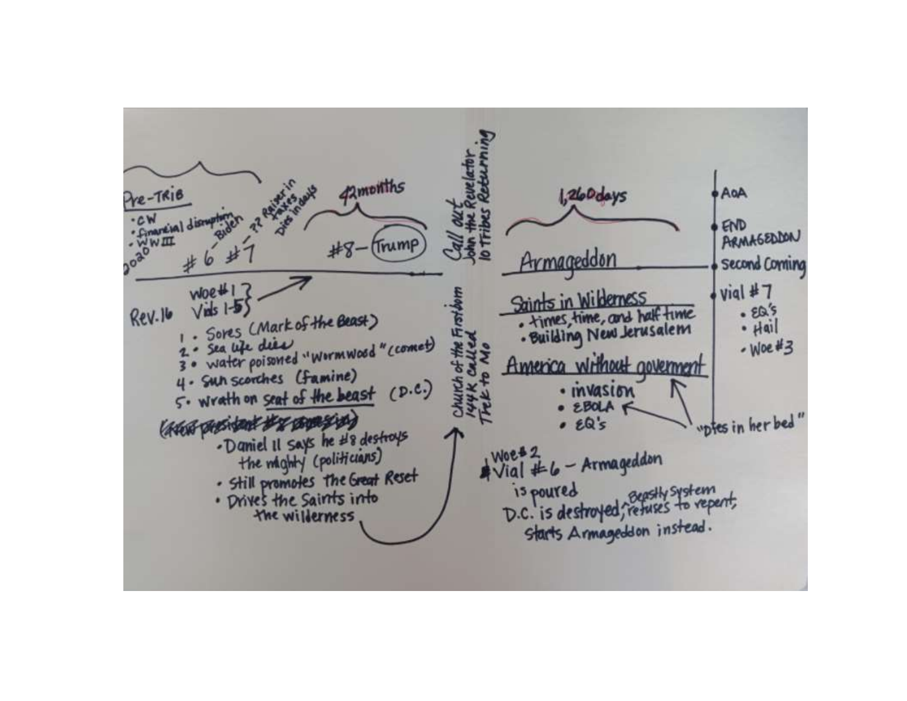Pre-TRIB

- CW
- financial disruption
- WWIII

2020

Biden

?? Raiser in taxes Dies in days

\# 6 #7

42 months

\#8 — Trump

Woe #1
Vials 1-5

Rev. 16

1. Sores (Mark of the Beast)
2. Sea life dies
3. water poisoned "Wormwood" (comet)
4. Sun scorches (famine)
5. Wrath on seat of the beast (D.C.)

~~(New president #8 ...)~~

- Daniel 11 says he #8 destroys the mighty (politicians)
- Still promotes the Great Reset
- Drives the Saints into the wilderness

Call out
John the Revelator
10 Tribes Returning

Church of the Firstborn
144K called
Trek to Mo

1,260 days

Armageddon

Saints in Wilderness

- times, time, and half time
- Building New Jerusalem

America without government

- invasion
- EBOLA
- EQ's

"Dies in her bed"

Woe #2
Vial #6 — Armageddon is poured
D.C. is destroyed; Beastly System refuses to repent, starts Armageddon instead.

- AOA
- END ARMAGEDDON
- Second Coming
- Vial #7
  - EQ's
  - Hail
  - Woe #3